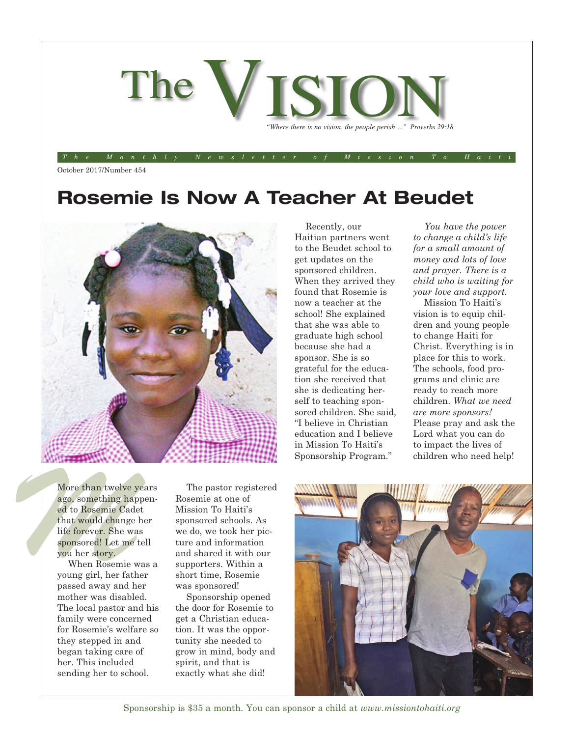# The VISION

*"Where there is no vision, the people perish ..." Proverbs 29:18*

*The Monthly Newsletter of Mission To Haiti*

October 2017/Number 454

## Rosemie Is Now A Teacher At Beudet

More than twelve years ago, something happened to Rosemie Cadet that would change her life forever. She was sponsored! Let me tell you her story.

When Rosemie was a young girl, her father passed away and her mother was disabled. The local pastor and his family were concerned for Rosemie's welfare so they stepped in and began taking care of her. This included sending her to school.

The pastor registered Rosemie at one of Mission To Haiti's sponsored schools. As we do, we took her picture and information and shared it with our supporters. Within a short time, Rosemie was sponsored!

Sponsorship opened the door for Rosemie to get a Christian education. It was the opportunity she needed to grow in mind, body and spirit, and that is exactly what she did!

Recently, our Haitian partners went to the Beudet school to get updates on the sponsored children. When they arrived they found that Rosemie is now a teacher at the school! She explained that she was able to graduate high school because she had a sponsor. She is so grateful for the education she received that she is dedicating herself to teaching sponsored children. She said, "I believe in Christian education and I believe in Mission To Haiti's Sponsorship Program."

*You have the power to change a child's life for a small amount of money and lots of love and prayer. There is a child who is waiting for your love and support.*

Mission To Haiti's vision is to equip children and young people to change Haiti for Christ. Everything is in place for this to work. The schools, food programs and clinic are ready to reach more children. *What we need are more sponsors!* Please pray and ask the Lord what you can do to impact the lives of children who need help!

Sponsorship is $35 a month. You can sponsor a child at *www.missiontohaiti.org*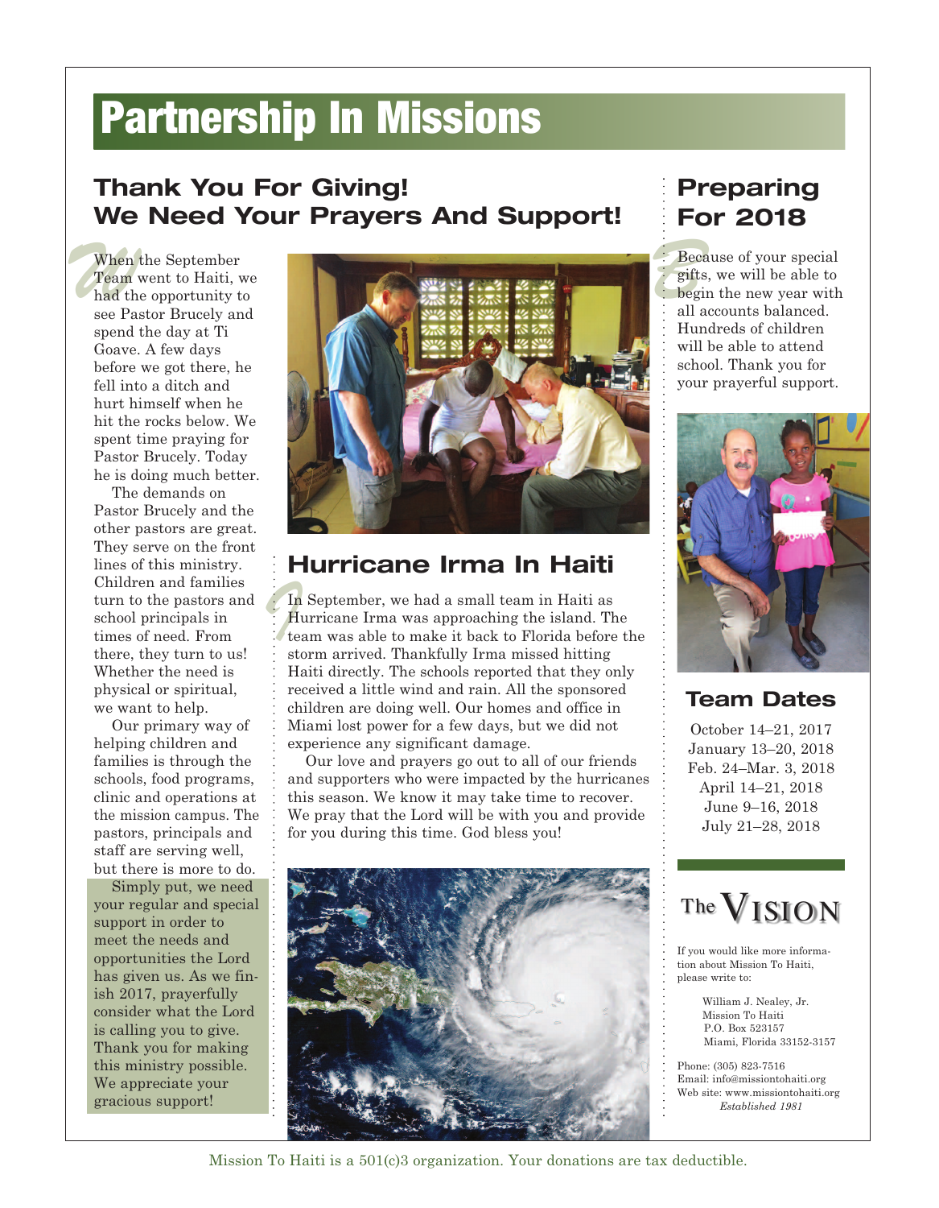# Partnership In Missions

## Thank You For Giving! We Need Your Prayers And Support!

When the September Team went to Haiti, we had the opportunity to see Pastor Brucely and spend the day at Ti Goave. A few days before we got there, he fell into a ditch and hurt himself when he hit the rocks below. We spent time praying for Pastor Brucely. Today he is doing much better.

The demands on Pastor Brucely and the other pastors are great. They serve on the front lines of this ministry. Children and families turn to the pastors and school principals in times of need. From there, they turn to us! Whether the need is physical or spiritual, we want to help.

Our primary way of helping children and families is through the schools, food programs, clinic and operations at the mission campus. The pastors, principals and staff are serving well, but there is more to do.

Simply put, we need your regular and special support in order to meet the needs and opportunities the Lord has given us. As we finish 2017, prayerfully consider what the Lord is calling you to give. Thank you for making this ministry possible. We appreciate your gracious support!

## Hurricane Irma In Haiti

In September, we had a small team in Haiti as Hurricane Irma was approaching the island. The team was able to make it back to Florida before the storm arrived. Thankfully Irma missed hitting Haiti directly. The schools reported that they only received a little wind and rain. All the sponsored children are doing well. Our homes and office in Miami lost power for a few days, but we did not experience any significant damage.

Our love and prayers go out to all of our friends and supporters who were impacted by the hurricanes this season. We know it may take time to recover. We pray that the Lord will be with you and provide for you during this time. God bless you!

## Preparing For 2018

Because of your special gifts, we will be able to begin the new year with all accounts balanced. Hundreds of children will be able to attend school. Thank you for your prayerful support.

## Team Dates

October 14–21, 2017
January 13–20, 2018
Feb. 24–Mar. 3, 2018
April 14–21, 2018
June 9–16, 2018
July 21–28, 2018

## The VISION

If you would like more information about Mission To Haiti, please write to:

William J. Nealey, Jr.
Mission To Haiti
P.O. Box 523157
Miami, Florida 33152-3157

Phone: (305) 823-7516
Email: info@missiontohaiti.org
Web site: www.missiontohaiti.org
*Established 1981*

Mission To Haiti is a 501(c)3 organization. Your donations are tax deductible.